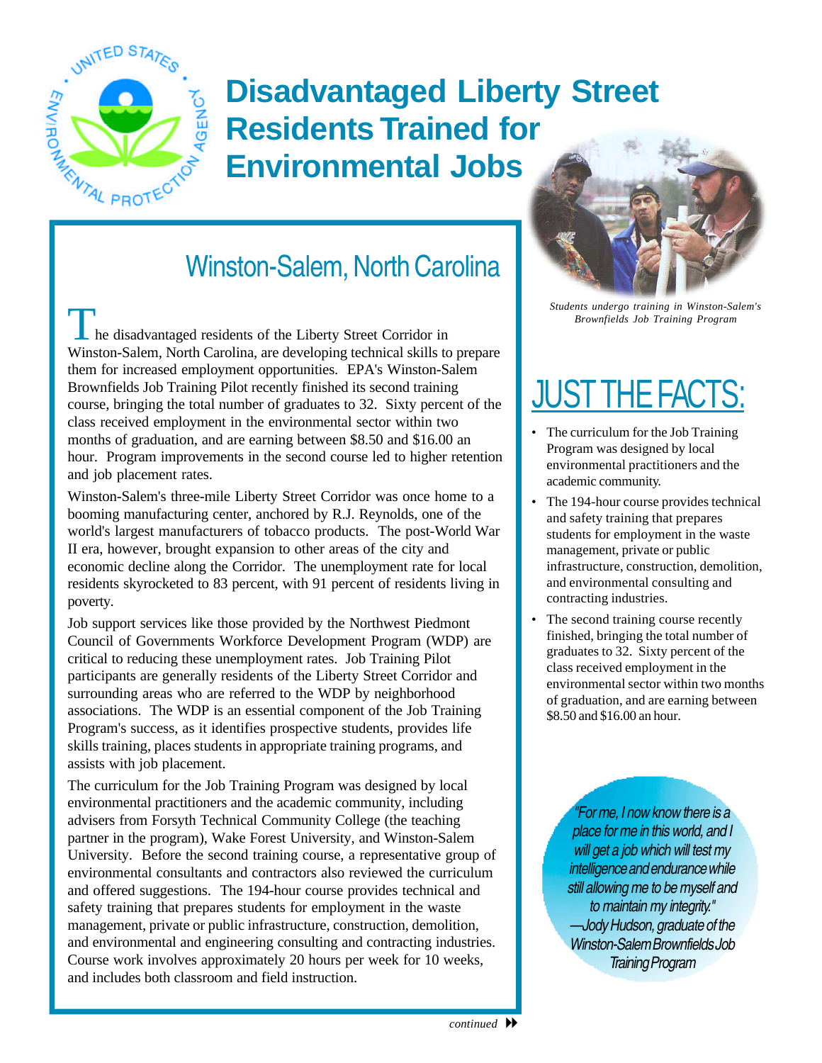# Disadvantaged Liberty Street Residents Trained for Environmental Jobs

## Winston-Salem, North Carolina

The disadvantaged residents of the Liberty Street Corridor in Winston-Salem, North Carolina, are developing technical skills to prepare them for increased employment opportunities. EPA's Winston-Salem Brownfields Job Training Pilot recently finished its second training course, bringing the total number of graduates to 32. Sixty percent of the class received employment in the environmental sector within two months of graduation, and are earning between $8.50 and $16.00 an hour. Program improvements in the second course led to higher retention and job placement rates.

Winston-Salem's three-mile Liberty Street Corridor was once home to a booming manufacturing center, anchored by R.J. Reynolds, one of the world's largest manufacturers of tobacco products. The post-World War II era, however, brought expansion to other areas of the city and economic decline along the Corridor. The unemployment rate for local residents skyrocketed to 83 percent, with 91 percent of residents living in poverty.

Job support services like those provided by the Northwest Piedmont Council of Governments Workforce Development Program (WDP) are critical to reducing these unemployment rates. Job Training Pilot participants are generally residents of the Liberty Street Corridor and surrounding areas who are referred to the WDP by neighborhood associations. The WDP is an essential component of the Job Training Program's success, as it identifies prospective students, provides life skills training, places students in appropriate training programs, and assists with job placement.

The curriculum for the Job Training Program was designed by local environmental practitioners and the academic community, including advisers from Forsyth Technical Community College (the teaching partner in the program), Wake Forest University, and Winston-Salem University. Before the second training course, a representative group of environmental consultants and contractors also reviewed the curriculum and offered suggestions. The 194-hour course provides technical and safety training that prepares students for employment in the waste management, private or public infrastructure, construction, demolition, and environmental and engineering consulting and contracting industries. Course work involves approximately 20 hours per week for 10 weeks, and includes both classroom and field instruction.

*continued*

*Students undergo training in Winston-Salem's Brownfields Job Training Program*

## JUST THE FACTS:

- The curriculum for the Job Training Program was designed by local environmental practitioners and the academic community.
- The 194-hour course provides technical and safety training that prepares students for employment in the waste management, private or public infrastructure, construction, demolition, and environmental consulting and contracting industries.
- The second training course recently finished, bringing the total number of graduates to 32. Sixty percent of the class received employment in the environmental sector within two months of graduation, and are earning between $8.50 and $16.00 an hour.

*"For me, I now know there is a place for me in this world, and I will get a job which will test my intelligence and endurance while still allowing me to be myself and to maintain my integrity."*
*—Jody Hudson, graduate of the Winston-Salem Brownfields Job Training Program*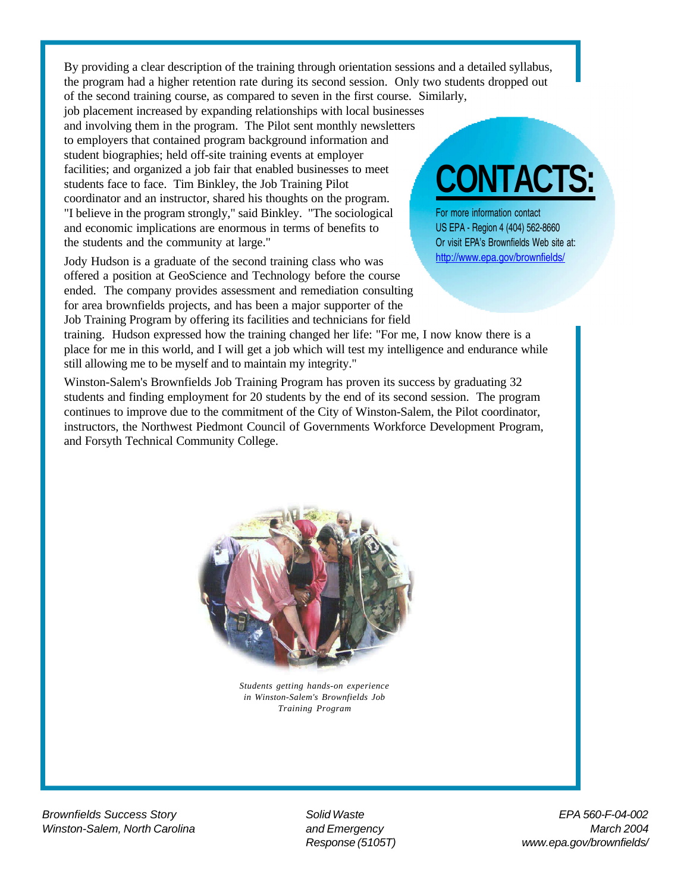By providing a clear description of the training through orientation sessions and a detailed syllabus, the program had a higher retention rate during its second session. Only two students dropped out of the second training course, as compared to seven in the first course. Similarly, job placement increased by expanding relationships with local businesses and involving them in the program. The Pilot sent monthly newsletters to employers that contained program background information and student biographies; held off-site training events at employer facilities; and organized a job fair that enabled businesses to meet students face to face. Tim Binkley, the Job Training Pilot coordinator and an instructor, shared his thoughts on the program. "I believe in the program strongly," said Binkley. "The sociological and economic implications are enormous in terms of benefits to the students and the community at large."

Jody Hudson is a graduate of the second training class who was offered a position at GeoScience and Technology before the course ended. The company provides assessment and remediation consulting for area brownfields projects, and has been a major supporter of the Job Training Program by offering its facilities and technicians for field training. Hudson expressed how the training changed her life: "For me, I now know there is a place for me in this world, and I will get a job which will test my intelligence and endurance while still allowing me to be myself and to maintain my integrity."

Winston-Salem's Brownfields Job Training Program has proven its success by graduating 32 students and finding employment for 20 students by the end of its second session. The program continues to improve due to the commitment of the City of Winston-Salem, the Pilot coordinator, instructors, the Northwest Piedmont Council of Governments Workforce Development Program, and Forsyth Technical Community College.

## CONTACTS:

For more information contact
US EPA - Region 4 (404) 562-8660
Or visit EPA's Brownfields Web site at:
http://www.epa.gov/brownfields/

*Students getting hands-on experience in Winston-Salem's Brownfields Job Training Program*

*Brownfields Success Story*
*Winston-Salem, North Carolina*

*Solid Waste and Emergency Response (5105T)*

*EPA 560-F-04-002*
*March 2004*
*www.epa.gov/brownfields/*